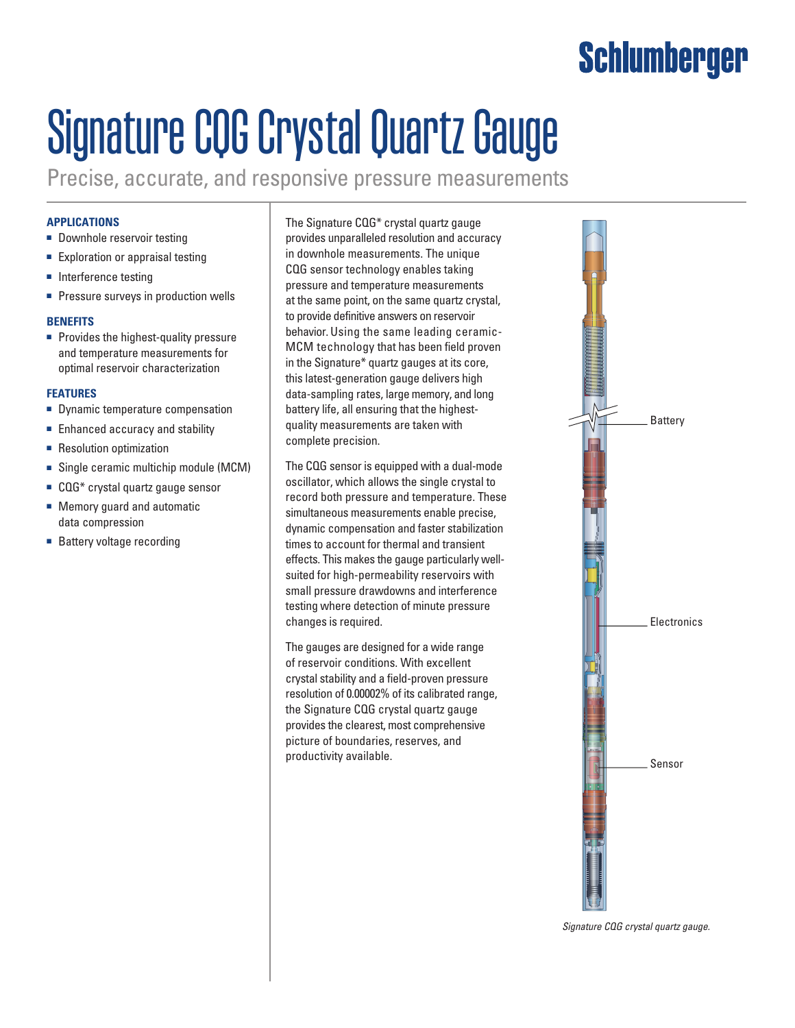Schlumberger

# Signature CQG Crystal Quartz Gauge

Precise, accurate, and responsive pressure measurements

### APPLICATIONS

- Downhole reservoir testing
- Exploration or appraisal testing
- Interference testing
- Pressure surveys in production wells

### BENEFITS

- Provides the highest-quality pressure and temperature measurements for optimal reservoir characterization

### FEATURES

- Dynamic temperature compensation
- Enhanced accuracy and stability
- Resolution optimization
- Single ceramic multichip module (MCM)
- CQG* crystal quartz gauge sensor
- Memory guard and automatic data compression
- Battery voltage recording

The Signature CQG* crystal quartz gauge provides unparalleled resolution and accuracy in downhole measurements. The unique CQG sensor technology enables taking pressure and temperature measurements at the same point, on the same quartz crystal, to provide definitive answers on reservoir behavior. Using the same leading ceramic-MCM technology that has been field proven in the Signature* quartz gauges at its core, this latest-generation gauge delivers high data-sampling rates, large memory, and long battery life, all ensuring that the highest-quality measurements are taken with complete precision.

The CQG sensor is equipped with a dual-mode oscillator, which allows the single crystal to record both pressure and temperature. These simultaneous measurements enable precise, dynamic compensation and faster stabilization times to account for thermal and transient effects. This makes the gauge particularly well-suited for high-permeability reservoirs with small pressure drawdowns and interference testing where detection of minute pressure changes is required.

The gauges are designed for a wide range of reservoir conditions. With excellent crystal stability and a field-proven pressure resolution of 0.00002% of its calibrated range, the Signature CQG crystal quartz gauge provides the clearest, most comprehensive picture of boundaries, reserves, and productivity available.

Battery

Electronics

Sensor

*Signature CQG crystal quartz gauge.*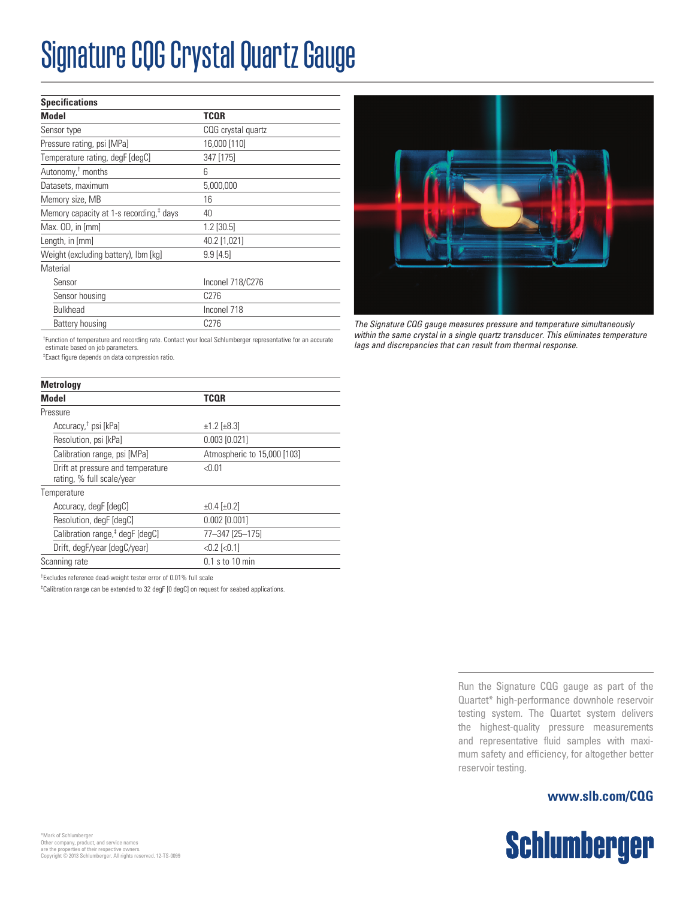# Signature CQG Crystal Quartz Gauge

| Specifications | |
|---|---|
| **Model** | **TCQR** |
| Sensor type | CQG crystal quartz |
| Pressure rating, psi [MPa] | 16,000 [110] |
| Temperature rating, degF [degC] | 347 [175] |
| Autonomy,† months | 6 |
| Datasets, maximum | 5,000,000 |
| Memory size, MB | 16 |
| Memory capacity at 1-s recording,‡ days | 40 |
| Max. OD, in [mm] | 1.2 [30.5] |
| Length, in [mm] | 40.2 [1,021] |
| Weight (excluding battery), lbm [kg] | 9.9 [4.5] |
| Material | |
| Sensor | Inconel 718/C276 |
| Sensor housing | C276 |
| Bulkhead | Inconel 718 |
| Battery housing | C276 |

†Function of temperature and recording rate. Contact your local Schlumberger representative for an accurate estimate based on job parameters.
‡Exact figure depends on data compression ratio.

*The Signature CQG gauge measures pressure and temperature simultaneously within the same crystal in a single quartz transducer. This eliminates temperature lags and discrepancies that can result from thermal response.*

| Metrology | |
|---|---|
| **Model** | **TCQR** |
| Pressure | |
| Accuracy,† psi [kPa] | ±1.2 [±8.3] |
| Resolution, psi [kPa] | 0.003 [0.021] |
| Calibration range, psi [MPa] | Atmospheric to 15,000 [103] |
| Drift at pressure and temperature rating, % full scale/year | <0.01 |
| Temperature | |
| Accuracy, degF [degC] | ±0.4 [±0.2] |
| Resolution, degF [degC] | 0.002 [0.001] |
| Calibration range,‡ degF [degC] | 77–347 [25–175] |
| Drift, degF/year [degC/year] | <0.2 [<0.1] |
| Scanning rate | 0.1 s to 10 min |

†Excludes reference dead-weight tester error of 0.01% full scale
‡Calibration range can be extended to 32 degF [0 degC] on request for seabed applications.

Run the Signature CQG gauge as part of the Quartet* high-performance downhole reservoir testing system. The Quartet system delivers the highest-quality pressure measurements and representative fluid samples with maximum safety and efficiency, for altogether better reservoir testing.

**www.slb.com/CQG**

*Mark of Schlumberger
Other company, product, and service names are the properties of their respective owners.
Copyright © 2013 Schlumberger. All rights reserved. 12-TS-0099

**Schlumberger**